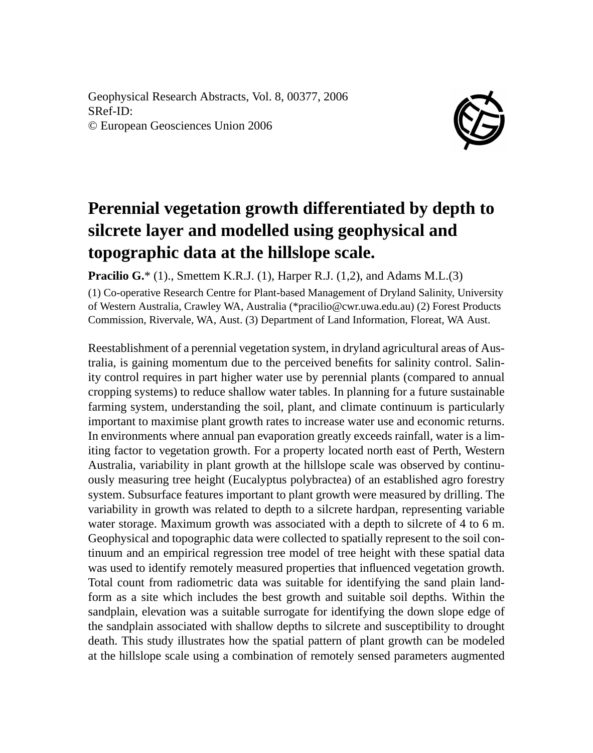Geophysical Research Abstracts, Vol. 8, 00377, 2006
SRef-ID:
© European Geosciences Union 2006

# Perennial vegetation growth differentiated by depth to silcrete layer and modelled using geophysical and topographic data at the hillslope scale.

**Pracilio G.*** (1)., Smettem K.R.J. (1), Harper R.J. (1,2), and Adams M.L.(3)

(1) Co-operative Research Centre for Plant-based Management of Dryland Salinity, University of Western Australia, Crawley WA, Australia (*pracilio@cwr.uwa.edu.au) (2) Forest Products Commission, Rivervale, WA, Aust. (3) Department of Land Information, Floreat, WA Aust.

Reestablishment of a perennial vegetation system, in dryland agricultural areas of Australia, is gaining momentum due to the perceived benefits for salinity control. Salinity control requires in part higher water use by perennial plants (compared to annual cropping systems) to reduce shallow water tables. In planning for a future sustainable farming system, understanding the soil, plant, and climate continuum is particularly important to maximise plant growth rates to increase water use and economic returns. In environments where annual pan evaporation greatly exceeds rainfall, water is a limiting factor to vegetation growth. For a property located north east of Perth, Western Australia, variability in plant growth at the hillslope scale was observed by continuously measuring tree height (Eucalyptus polybractea) of an established agro forestry system. Subsurface features important to plant growth were measured by drilling. The variability in growth was related to depth to a silcrete hardpan, representing variable water storage. Maximum growth was associated with a depth to silcrete of 4 to 6 m. Geophysical and topographic data were collected to spatially represent to the soil continuum and an empirical regression tree model of tree height with these spatial data was used to identify remotely measured properties that influenced vegetation growth. Total count from radiometric data was suitable for identifying the sand plain landform as a site which includes the best growth and suitable soil depths. Within the sandplain, elevation was a suitable surrogate for identifying the down slope edge of the sandplain associated with shallow depths to silcrete and susceptibility to drought death. This study illustrates how the spatial pattern of plant growth can be modeled at the hillslope scale using a combination of remotely sensed parameters augmented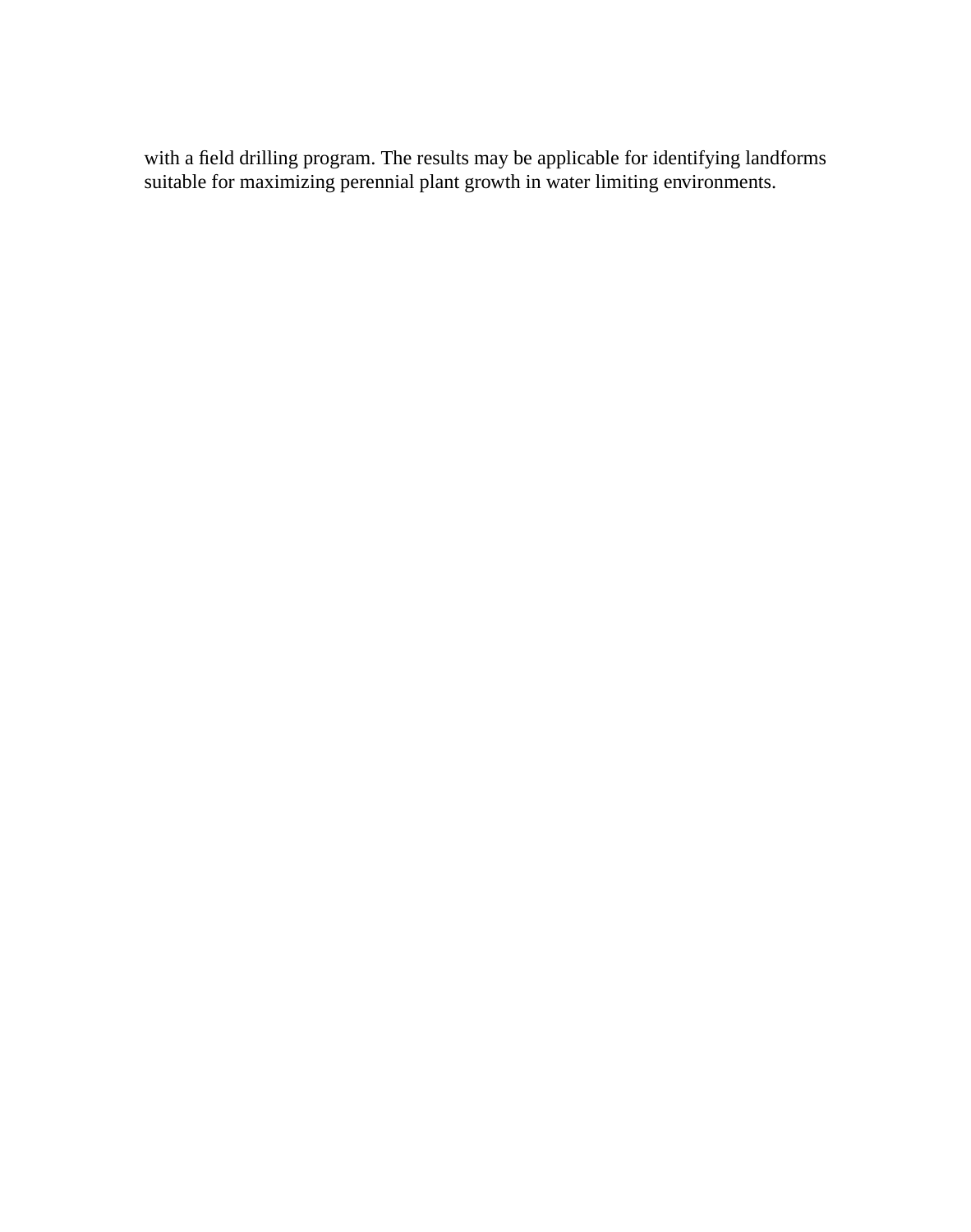with a field drilling program. The results may be applicable for identifying landforms suitable for maximizing perennial plant growth in water limiting environments.